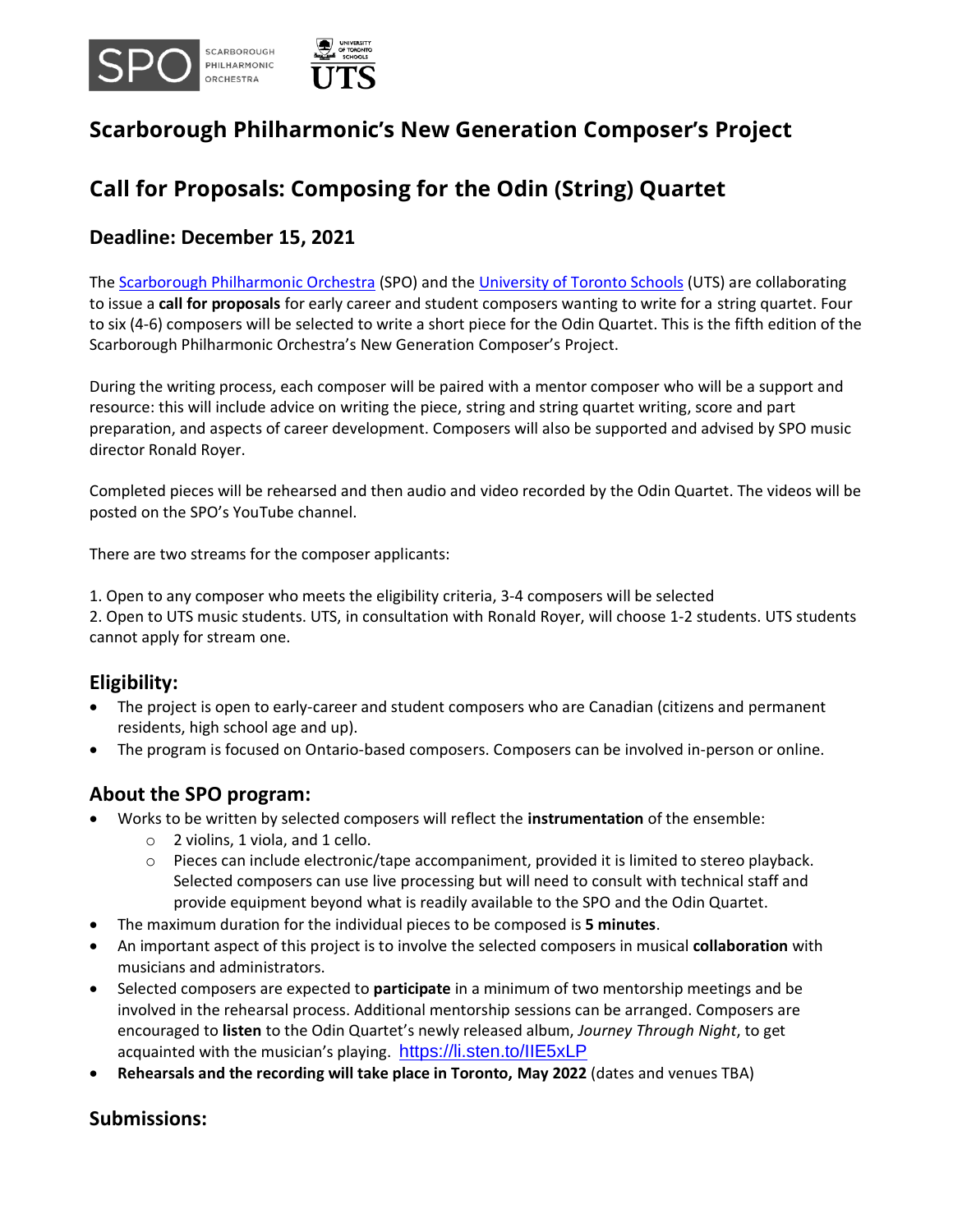# Scarborough Philharmonic's New Generation Composer's Project

## Call for Proposals: Composing for the Odin (String) Quartet

### Deadline: December 15, 2021

The Scarborough Philharmonic Orchestra (SPO) and the University of Toronto Schools (UTS) are collaborating to issue a **call for proposals** for early career and student composers wanting to write for a string quartet. Four to six (4-6) composers will be selected to write a short piece for the Odin Quartet. This is the fifth edition of the Scarborough Philharmonic Orchestra's New Generation Composer's Project.

During the writing process, each composer will be paired with a mentor composer who will be a support and resource: this will include advice on writing the piece, string and string quartet writing, score and part preparation, and aspects of career development. Composers will also be supported and advised by SPO music director Ronald Royer.

Completed pieces will be rehearsed and then audio and video recorded by the Odin Quartet. The videos will be posted on the SPO's YouTube channel.

There are two streams for the composer applicants:

1. Open to any composer who meets the eligibility criteria, 3-4 composers will be selected
2. Open to UTS music students. UTS, in consultation with Ronald Royer, will choose 1-2 students. UTS students cannot apply for stream one.

### Eligibility:

- The project is open to early-career and student composers who are Canadian (citizens and permanent residents, high school age and up).
- The program is focused on Ontario-based composers. Composers can be involved in-person or online.

### About the SPO program:

- Works to be written by selected composers will reflect the **instrumentation** of the ensemble:
  - 2 violins, 1 viola, and 1 cello.
  - Pieces can include electronic/tape accompaniment, provided it is limited to stereo playback. Selected composers can use live processing but will need to consult with technical staff and provide equipment beyond what is readily available to the SPO and the Odin Quartet.
- The maximum duration for the individual pieces to be composed is **5 minutes**.
- An important aspect of this project is to involve the selected composers in musical **collaboration** with musicians and administrators.
- Selected composers are expected to **participate** in a minimum of two mentorship meetings and be involved in the rehearsal process. Additional mentorship sessions can be arranged. Composers are encouraged to **listen** to the Odin Quartet's newly released album, *Journey Through Night*, to get acquainted with the musician's playing. https://li.sten.to/IIE5xLP
- **Rehearsals and the recording will take place in Toronto, May 2022** (dates and venues TBA)

### Submissions: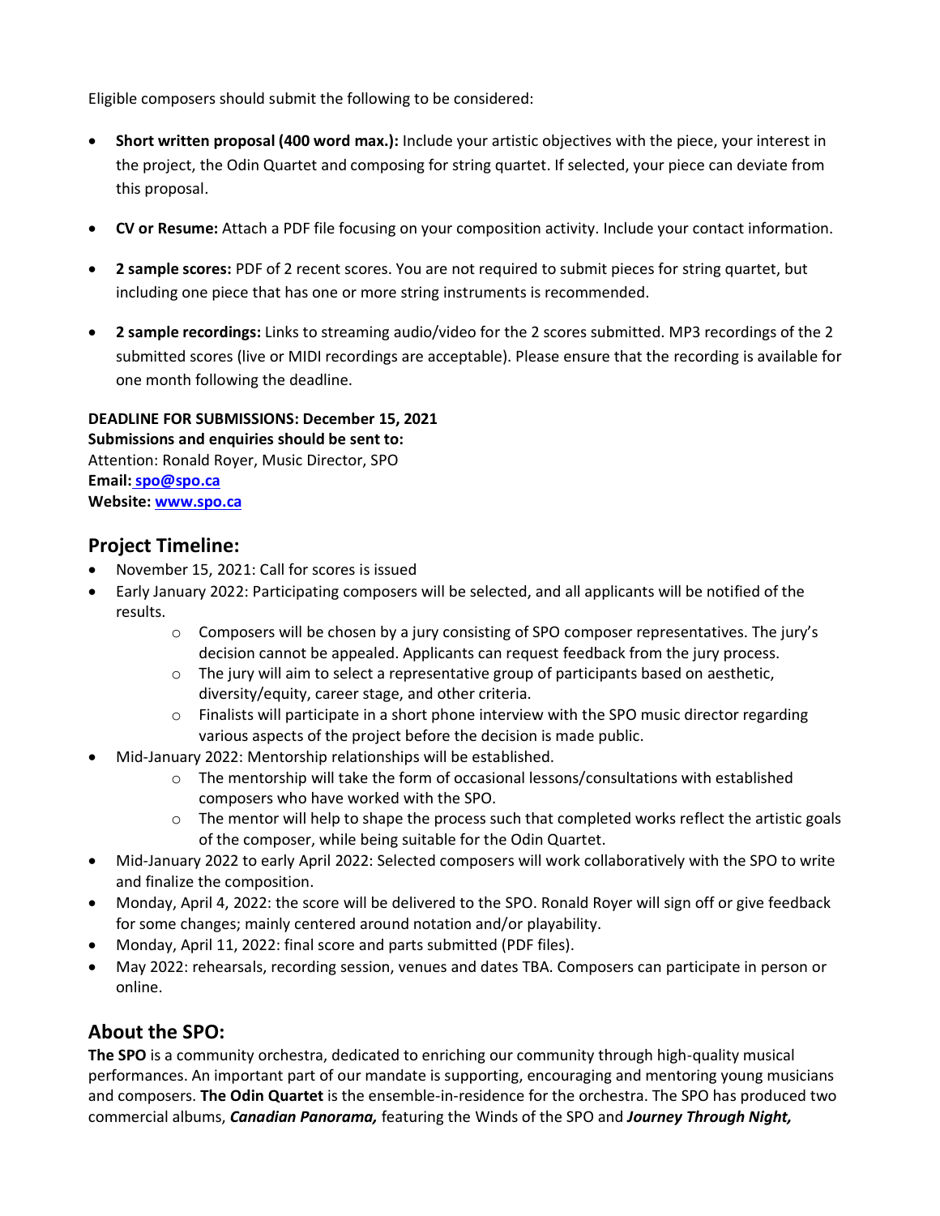Eligible composers should submit the following to be considered:

- **Short written proposal (400 word max.):** Include your artistic objectives with the piece, your interest in the project, the Odin Quartet and composing for string quartet. If selected, your piece can deviate from this proposal.
- **CV or Resume:** Attach a PDF file focusing on your composition activity. Include your contact information.
- **2 sample scores:** PDF of 2 recent scores. You are not required to submit pieces for string quartet, but including one piece that has one or more string instruments is recommended.
- **2 sample recordings:** Links to streaming audio/video for the 2 scores submitted. MP3 recordings of the 2 submitted scores (live or MIDI recordings are acceptable). Please ensure that the recording is available for one month following the deadline.

**DEADLINE FOR SUBMISSIONS: December 15, 2021**
**Submissions and enquiries should be sent to:**
Attention: Ronald Royer, Music Director, SPO
**Email: spo@spo.ca**
**Website: www.spo.ca**

## Project Timeline:

- November 15, 2021: Call for scores is issued
- Early January 2022: Participating composers will be selected, and all applicants will be notified of the results.
    - Composers will be chosen by a jury consisting of SPO composer representatives. The jury's decision cannot be appealed. Applicants can request feedback from the jury process.
    - The jury will aim to select a representative group of participants based on aesthetic, diversity/equity, career stage, and other criteria.
    - Finalists will participate in a short phone interview with the SPO music director regarding various aspects of the project before the decision is made public.
- Mid-January 2022: Mentorship relationships will be established.
    - The mentorship will take the form of occasional lessons/consultations with established composers who have worked with the SPO.
    - The mentor will help to shape the process such that completed works reflect the artistic goals of the composer, while being suitable for the Odin Quartet.
- Mid-January 2022 to early April 2022: Selected composers will work collaboratively with the SPO to write and finalize the composition.
- Monday, April 4, 2022: the score will be delivered to the SPO. Ronald Royer will sign off or give feedback for some changes; mainly centered around notation and/or playability.
- Monday, April 11, 2022: final score and parts submitted (PDF files).
- May 2022: rehearsals, recording session, venues and dates TBA. Composers can participate in person or online.

## About the SPO:

**The SPO** is a community orchestra, dedicated to enriching our community through high-quality musical performances. An important part of our mandate is supporting, encouraging and mentoring young musicians and composers. **The Odin Quartet** is the ensemble-in-residence for the orchestra. The SPO has produced two commercial albums, ***Canadian Panorama,*** featuring the Winds of the SPO and ***Journey Through Night,***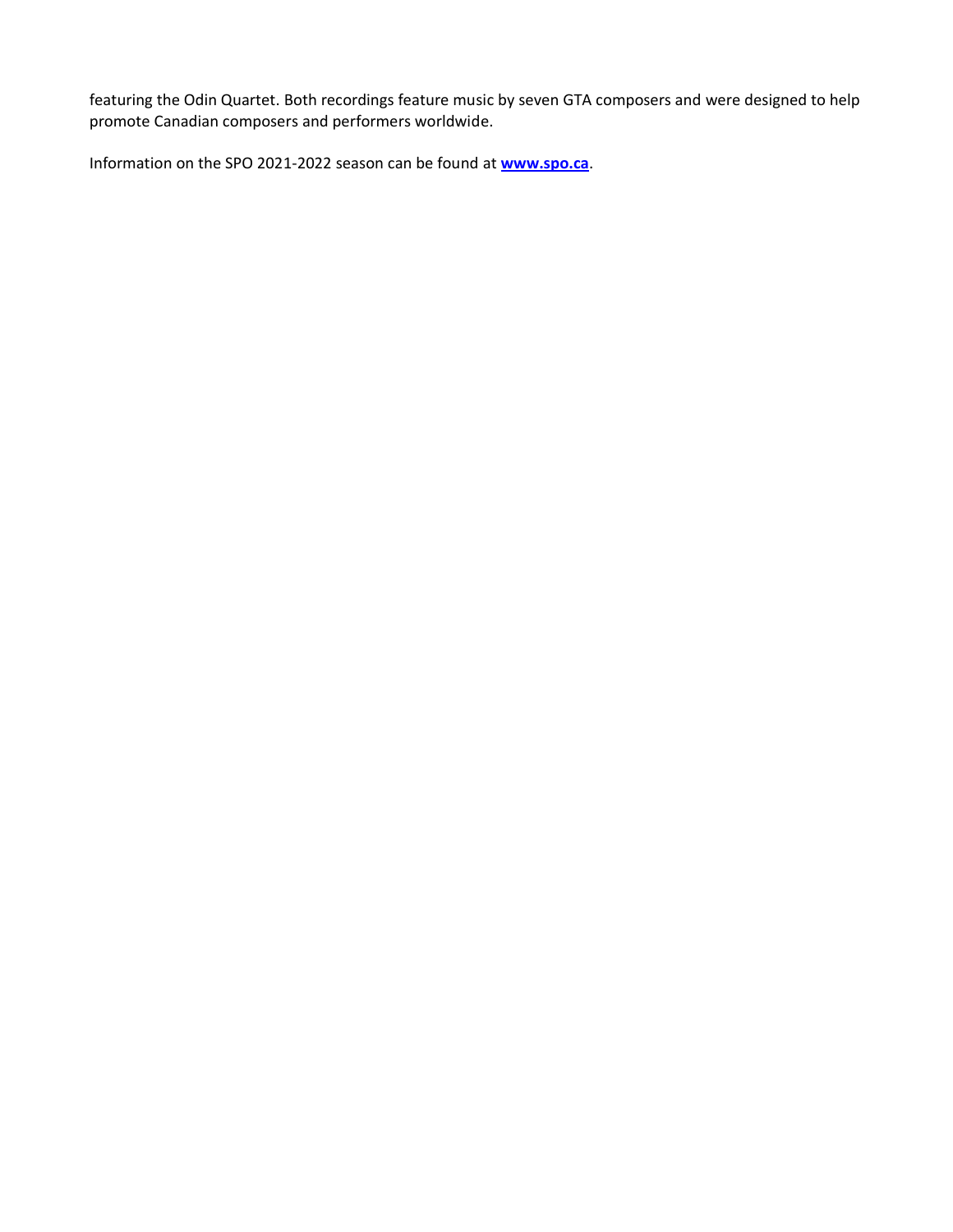featuring the Odin Quartet. Both recordings feature music by seven GTA composers and were designed to help promote Canadian composers and performers worldwide.

Information on the SPO 2021-2022 season can be found at **[www.spo.ca](http://www.spo.ca)**.